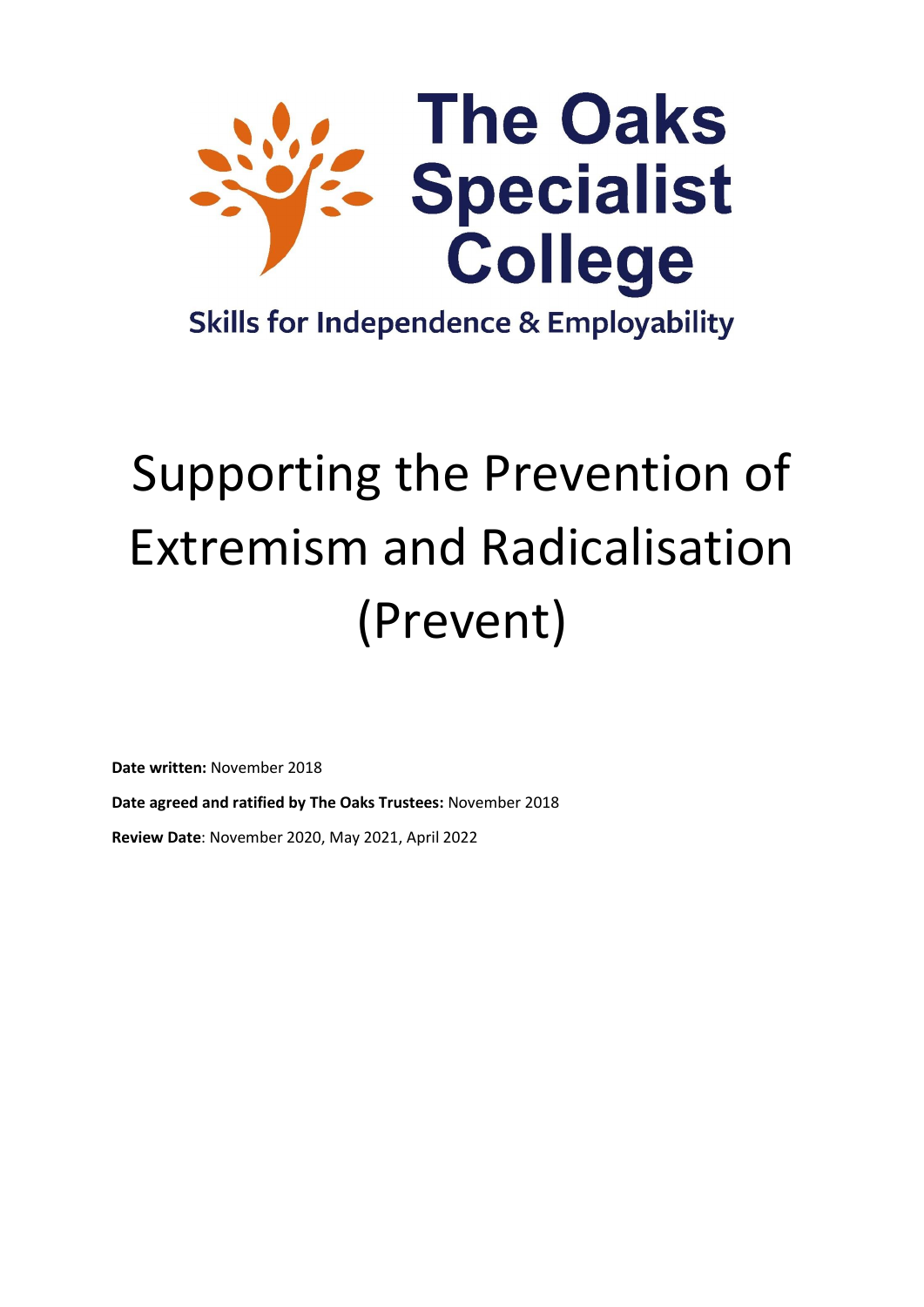# The Oaks Specialist College

**Skills for Independence & Employability**

# Supporting the Prevention of Extremism and Radicalisation (Prevent)

**Date written:** November 2018

**Date agreed and ratified by The Oaks Trustees:** November 2018

**Review Date**: November 2020, May 2021, April 2022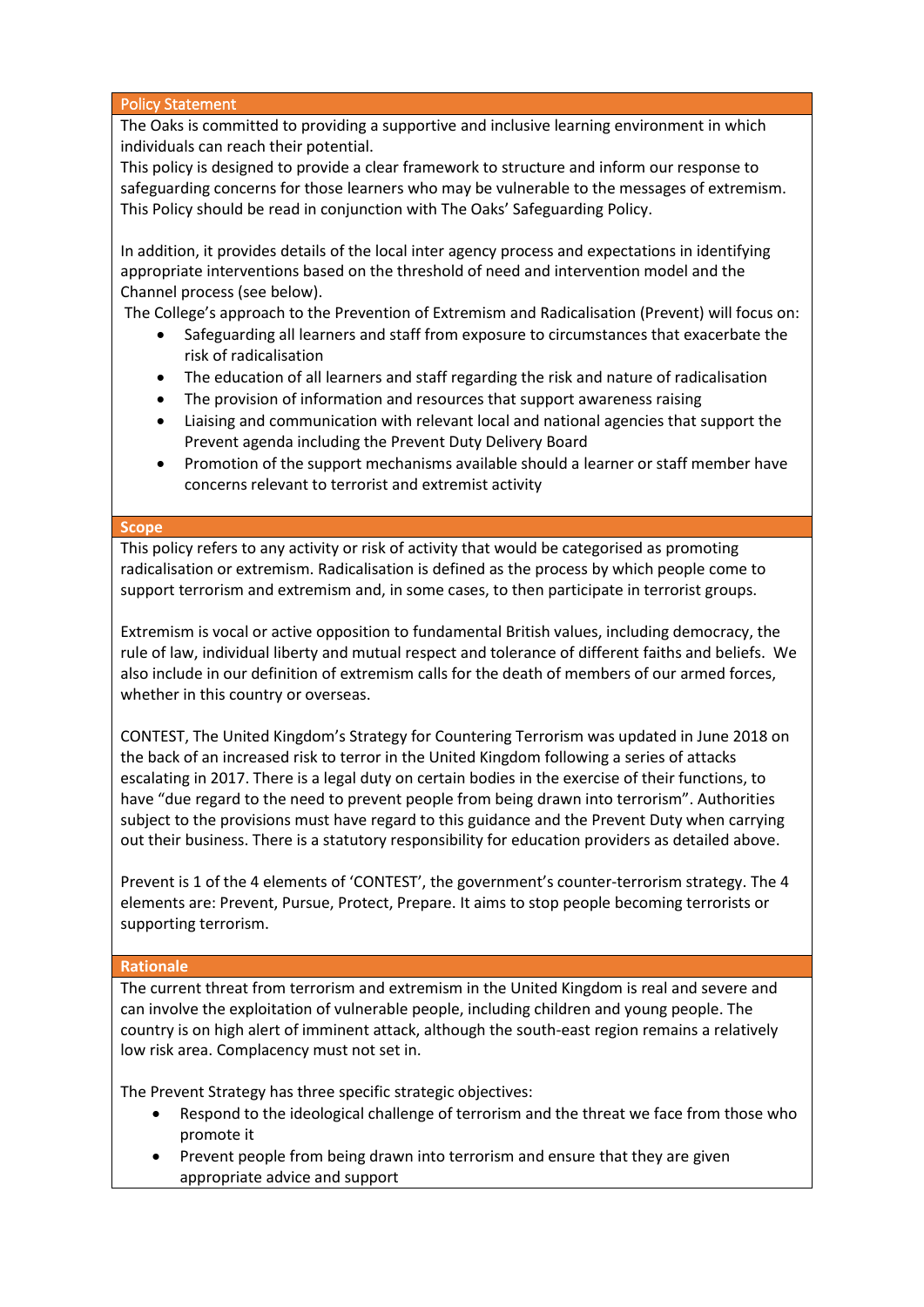## Policy Statement

The Oaks is committed to providing a supportive and inclusive learning environment in which individuals can reach their potential.
This policy is designed to provide a clear framework to structure and inform our response to safeguarding concerns for those learners who may be vulnerable to the messages of extremism. This Policy should be read in conjunction with The Oaks' Safeguarding Policy.

In addition, it provides details of the local inter agency process and expectations in identifying appropriate interventions based on the threshold of need and intervention model and the Channel process (see below).
The College's approach to the Prevention of Extremism and Radicalisation (Prevent) will focus on:

- Safeguarding all learners and staff from exposure to circumstances that exacerbate the risk of radicalisation
- The education of all learners and staff regarding the risk and nature of radicalisation
- The provision of information and resources that support awareness raising
- Liaising and communication with relevant local and national agencies that support the Prevent agenda including the Prevent Duty Delivery Board
- Promotion of the support mechanisms available should a learner or staff member have concerns relevant to terrorist and extremist activity

## Scope

This policy refers to any activity or risk of activity that would be categorised as promoting radicalisation or extremism. Radicalisation is defined as the process by which people come to support terrorism and extremism and, in some cases, to then participate in terrorist groups.

Extremism is vocal or active opposition to fundamental British values, including democracy, the rule of law, individual liberty and mutual respect and tolerance of different faiths and beliefs. We also include in our definition of extremism calls for the death of members of our armed forces, whether in this country or overseas.

CONTEST, The United Kingdom's Strategy for Countering Terrorism was updated in June 2018 on the back of an increased risk to terror in the United Kingdom following a series of attacks escalating in 2017. There is a legal duty on certain bodies in the exercise of their functions, to have "due regard to the need to prevent people from being drawn into terrorism". Authorities subject to the provisions must have regard to this guidance and the Prevent Duty when carrying out their business. There is a statutory responsibility for education providers as detailed above.

Prevent is 1 of the 4 elements of 'CONTEST', the government's counter-terrorism strategy. The 4 elements are: Prevent, Pursue, Protect, Prepare. It aims to stop people becoming terrorists or supporting terrorism.

## Rationale

The current threat from terrorism and extremism in the United Kingdom is real and severe and can involve the exploitation of vulnerable people, including children and young people. The country is on high alert of imminent attack, although the south-east region remains a relatively low risk area. Complacency must not set in.

The Prevent Strategy has three specific strategic objectives:

- Respond to the ideological challenge of terrorism and the threat we face from those who promote it
- Prevent people from being drawn into terrorism and ensure that they are given appropriate advice and support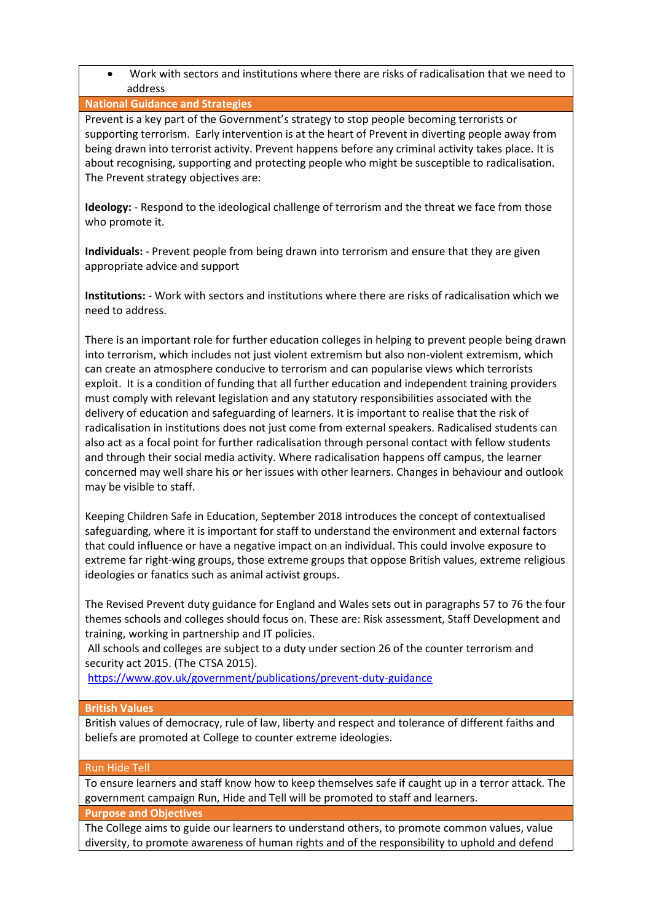- Work with sectors and institutions where there are risks of radicalisation that we need to address

## National Guidance and Strategies

Prevent is a key part of the Government's strategy to stop people becoming terrorists or supporting terrorism. Early intervention is at the heart of Prevent in diverting people away from being drawn into terrorist activity. Prevent happens before any criminal activity takes place. It is about recognising, supporting and protecting people who might be susceptible to radicalisation. The Prevent strategy objectives are:

**Ideology:** - Respond to the ideological challenge of terrorism and the threat we face from those who promote it.

**Individuals:** - Prevent people from being drawn into terrorism and ensure that they are given appropriate advice and support

**Institutions:** - Work with sectors and institutions where there are risks of radicalisation which we need to address.

There is an important role for further education colleges in helping to prevent people being drawn into terrorism, which includes not just violent extremism but also non-violent extremism, which can create an atmosphere conducive to terrorism and can popularise views which terrorists exploit. It is a condition of funding that all further education and independent training providers must comply with relevant legislation and any statutory responsibilities associated with the delivery of education and safeguarding of learners. It is important to realise that the risk of radicalisation in institutions does not just come from external speakers. Radicalised students can also act as a focal point for further radicalisation through personal contact with fellow students and through their social media activity. Where radicalisation happens off campus, the learner concerned may well share his or her issues with other learners. Changes in behaviour and outlook may be visible to staff.

Keeping Children Safe in Education, September 2018 introduces the concept of contextualised safeguarding, where it is important for staff to understand the environment and external factors that could influence or have a negative impact on an individual. This could involve exposure to extreme far right-wing groups, those extreme groups that oppose British values, extreme religious ideologies or fanatics such as animal activist groups.

The Revised Prevent duty guidance for England and Wales sets out in paragraphs 57 to 76 the four themes schools and colleges should focus on. These are: Risk assessment, Staff Development and training, working in partnership and IT policies.

All schools and colleges are subject to a duty under section 26 of the counter terrorism and security act 2015. (The CTSA 2015).

https://www.gov.uk/government/publications/prevent-duty-guidance

## British Values

British values of democracy, rule of law, liberty and respect and tolerance of different faiths and beliefs are promoted at College to counter extreme ideologies.

## Run Hide Tell

To ensure learners and staff know how to keep themselves safe if caught up in a terror attack. The government campaign Run, Hide and Tell will be promoted to staff and learners.

## Purpose and Objectives

The College aims to guide our learners to understand others, to promote common values, value diversity, to promote awareness of human rights and of the responsibility to uphold and defend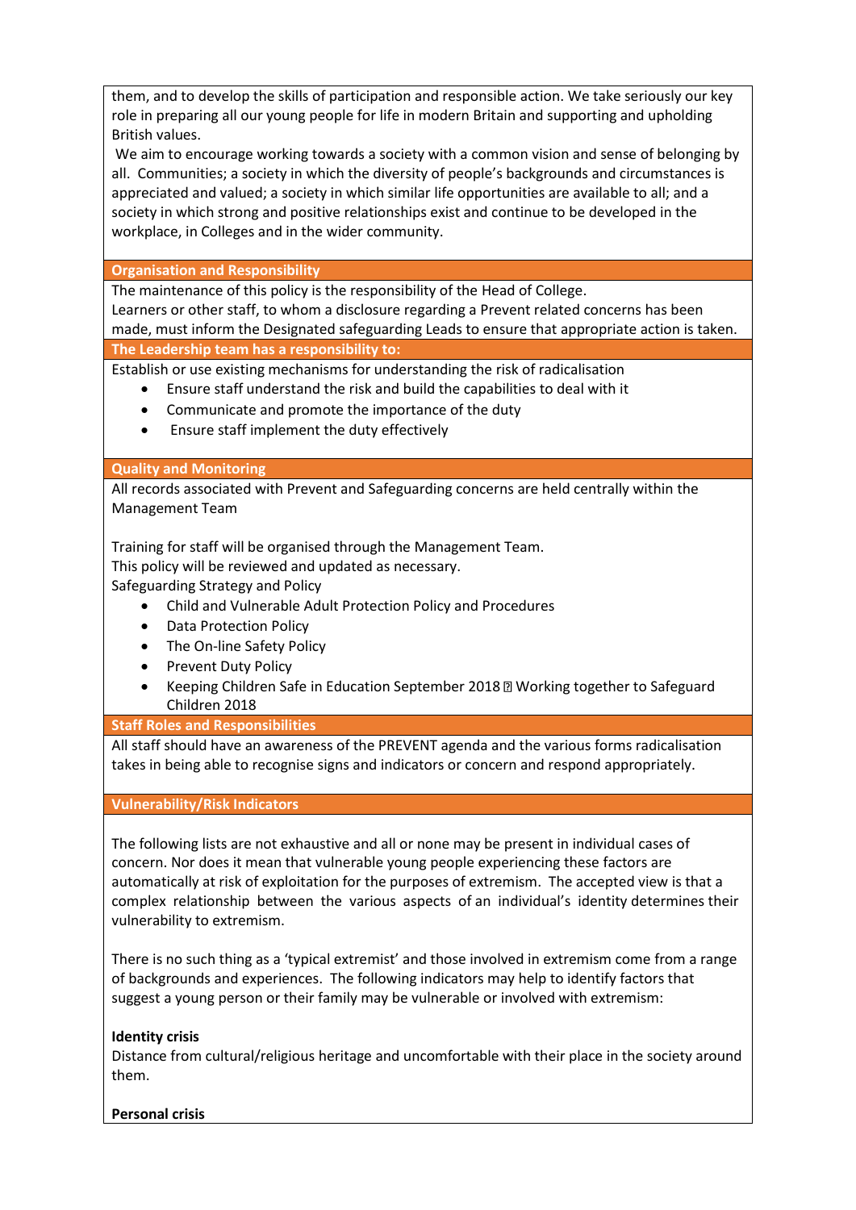them, and to develop the skills of participation and responsible action. We take seriously our key role in preparing all our young people for life in modern Britain and supporting and upholding British values.

We aim to encourage working towards a society with a common vision and sense of belonging by all. Communities; a society in which the diversity of people's backgrounds and circumstances is appreciated and valued; a society in which similar life opportunities are available to all; and a society in which strong and positive relationships exist and continue to be developed in the workplace, in Colleges and in the wider community.

## Organisation and Responsibility

The maintenance of this policy is the responsibility of the Head of College.
Learners or other staff, to whom a disclosure regarding a Prevent related concerns has been made, must inform the Designated safeguarding Leads to ensure that appropriate action is taken.

## The Leadership team has a responsibility to:

Establish or use existing mechanisms for understanding the risk of radicalisation

- Ensure staff understand the risk and build the capabilities to deal with it
- Communicate and promote the importance of the duty
- Ensure staff implement the duty effectively

## Quality and Monitoring

All records associated with Prevent and Safeguarding concerns are held centrally within the Management Team

Training for staff will be organised through the Management Team.
This policy will be reviewed and updated as necessary.
Safeguarding Strategy and Policy

- Child and Vulnerable Adult Protection Policy and Procedures
- Data Protection Policy
- The On-line Safety Policy
- Prevent Duty Policy
- Keeping Children Safe in Education September 2018 Working together to Safeguard Children 2018

## Staff Roles and Responsibilities

All staff should have an awareness of the PREVENT agenda and the various forms radicalisation takes in being able to recognise signs and indicators or concern and respond appropriately.

## Vulnerability/Risk Indicators

The following lists are not exhaustive and all or none may be present in individual cases of concern. Nor does it mean that vulnerable young people experiencing these factors are automatically at risk of exploitation for the purposes of extremism. The accepted view is that a complex relationship between the various aspects of an individual's identity determines their vulnerability to extremism.

There is no such thing as a 'typical extremist' and those involved in extremism come from a range of backgrounds and experiences. The following indicators may help to identify factors that suggest a young person or their family may be vulnerable or involved with extremism:

**Identity crisis**
Distance from cultural/religious heritage and uncomfortable with their place in the society around them.

**Personal crisis**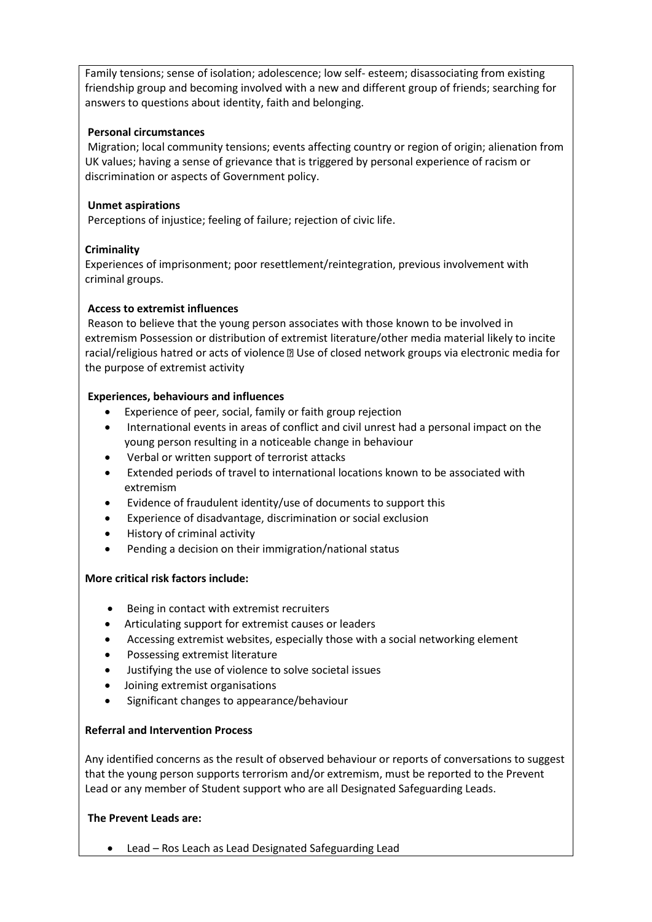Family tensions; sense of isolation; adolescence; low self- esteem; disassociating from existing friendship group and becoming involved with a new and different group of friends; searching for answers to questions about identity, faith and belonging.

**Personal circumstances**

Migration; local community tensions; events affecting country or region of origin; alienation from UK values; having a sense of grievance that is triggered by personal experience of racism or discrimination or aspects of Government policy.

**Unmet aspirations**

Perceptions of injustice; feeling of failure; rejection of civic life.

**Criminality**

Experiences of imprisonment; poor resettlement/reintegration, previous involvement with criminal groups.

**Access to extremist influences**

Reason to believe that the young person associates with those known to be involved in extremism Possession or distribution of extremist literature/other media material likely to incite racial/religious hatred or acts of violence  Use of closed network groups via electronic media for the purpose of extremist activity

**Experiences, behaviours and influences**

- Experience of peer, social, family or faith group rejection
- International events in areas of conflict and civil unrest had a personal impact on the young person resulting in a noticeable change in behaviour
- Verbal or written support of terrorist attacks
- Extended periods of travel to international locations known to be associated with extremism
- Evidence of fraudulent identity/use of documents to support this
- Experience of disadvantage, discrimination or social exclusion
- History of criminal activity
- Pending a decision on their immigration/national status

**More critical risk factors include:**

- Being in contact with extremist recruiters
- Articulating support for extremist causes or leaders
- Accessing extremist websites, especially those with a social networking element
- Possessing extremist literature
- Justifying the use of violence to solve societal issues
- Joining extremist organisations
- Significant changes to appearance/behaviour

**Referral and Intervention Process**

Any identified concerns as the result of observed behaviour or reports of conversations to suggest that the young person supports terrorism and/or extremism, must be reported to the Prevent Lead or any member of Student support who are all Designated Safeguarding Leads.

**The Prevent Leads are:**

- Lead – Ros Leach as Lead Designated Safeguarding Lead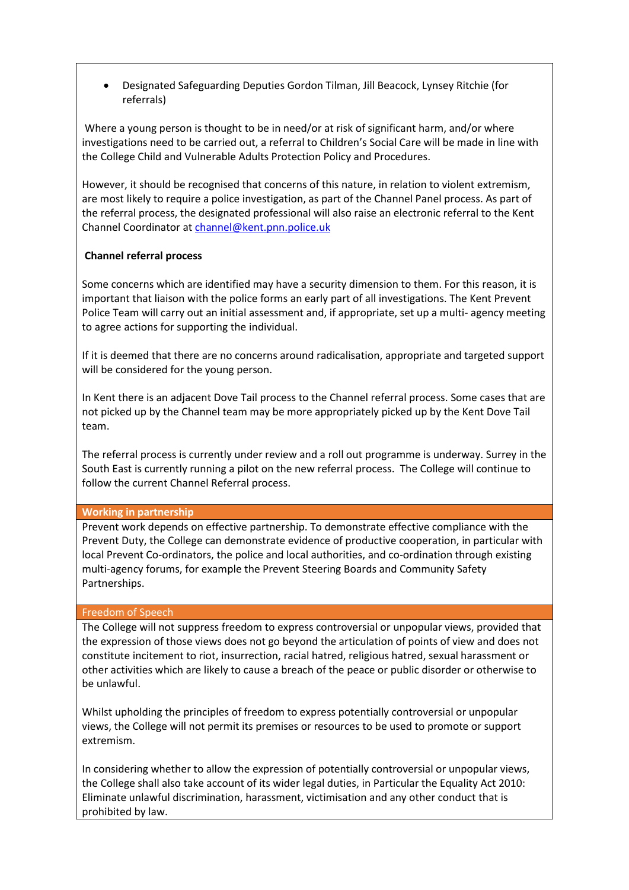- Designated Safeguarding Deputies Gordon Tilman, Jill Beacock, Lynsey Ritchie (for referrals)

Where a young person is thought to be in need/or at risk of significant harm, and/or where investigations need to be carried out, a referral to Children's Social Care will be made in line with the College Child and Vulnerable Adults Protection Policy and Procedures.

However, it should be recognised that concerns of this nature, in relation to violent extremism, are most likely to require a police investigation, as part of the Channel Panel process. As part of the referral process, the designated professional will also raise an electronic referral to the Kent Channel Coordinator at channel@kent.pnn.police.uk

**Channel referral process**

Some concerns which are identified may have a security dimension to them. For this reason, it is important that liaison with the police forms an early part of all investigations. The Kent Prevent Police Team will carry out an initial assessment and, if appropriate, set up a multi- agency meeting to agree actions for supporting the individual.

If it is deemed that there are no concerns around radicalisation, appropriate and targeted support will be considered for the young person.

In Kent there is an adjacent Dove Tail process to the Channel referral process. Some cases that are not picked up by the Channel team may be more appropriately picked up by the Kent Dove Tail team.

The referral process is currently under review and a roll out programme is underway. Surrey in the South East is currently running a pilot on the new referral process. The College will continue to follow the current Channel Referral process.

## Working in partnership

Prevent work depends on effective partnership. To demonstrate effective compliance with the Prevent Duty, the College can demonstrate evidence of productive cooperation, in particular with local Prevent Co-ordinators, the police and local authorities, and co-ordination through existing multi-agency forums, for example the Prevent Steering Boards and Community Safety Partnerships.

## Freedom of Speech

The College will not suppress freedom to express controversial or unpopular views, provided that the expression of those views does not go beyond the articulation of points of view and does not constitute incitement to riot, insurrection, racial hatred, religious hatred, sexual harassment or other activities which are likely to cause a breach of the peace or public disorder or otherwise to be unlawful.

Whilst upholding the principles of freedom to express potentially controversial or unpopular views, the College will not permit its premises or resources to be used to promote or support extremism.

In considering whether to allow the expression of potentially controversial or unpopular views, the College shall also take account of its wider legal duties, in Particular the Equality Act 2010: Eliminate unlawful discrimination, harassment, victimisation and any other conduct that is prohibited by law.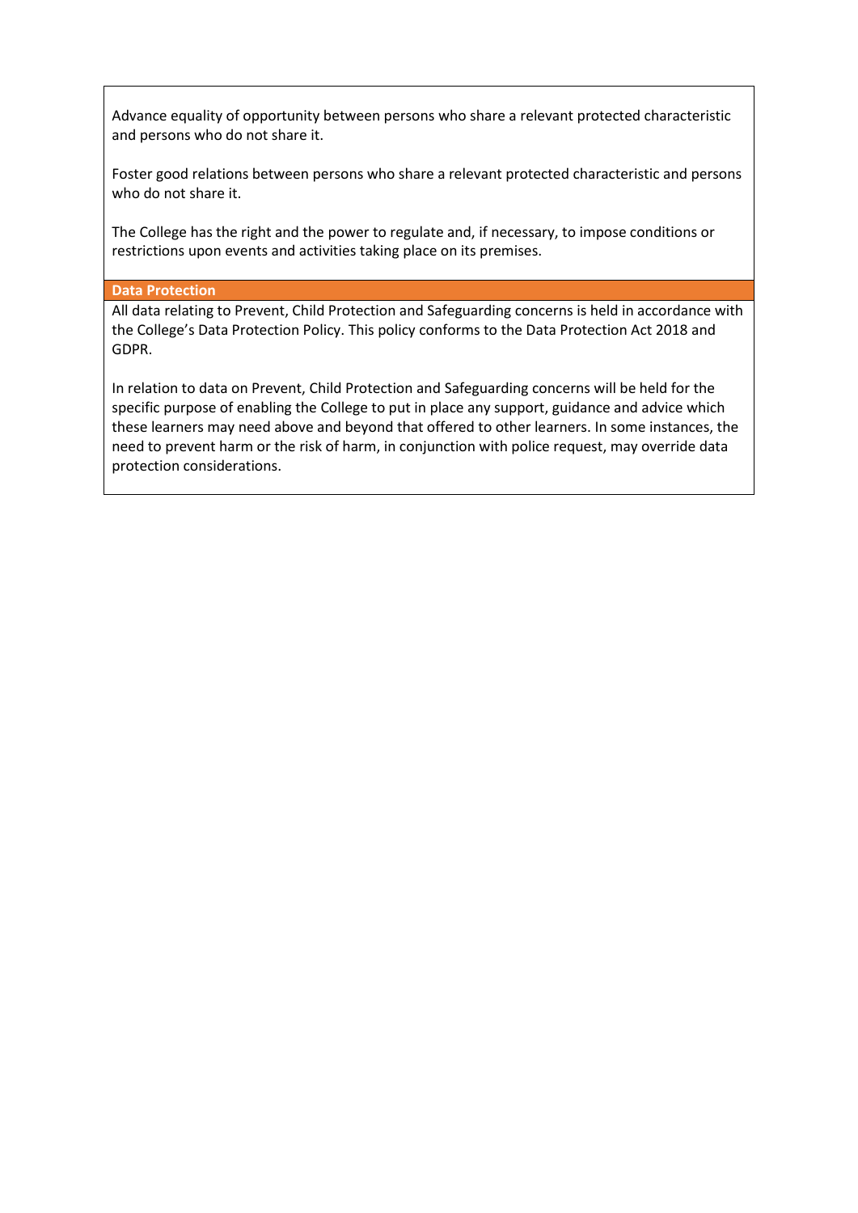Advance equality of opportunity between persons who share a relevant protected characteristic and persons who do not share it.

Foster good relations between persons who share a relevant protected characteristic and persons who do not share it.

The College has the right and the power to regulate and, if necessary, to impose conditions or restrictions upon events and activities taking place on its premises.

## Data Protection

All data relating to Prevent, Child Protection and Safeguarding concerns is held in accordance with the College's Data Protection Policy. This policy conforms to the Data Protection Act 2018 and GDPR.

In relation to data on Prevent, Child Protection and Safeguarding concerns will be held for the specific purpose of enabling the College to put in place any support, guidance and advice which these learners may need above and beyond that offered to other learners. In some instances, the need to prevent harm or the risk of harm, in conjunction with police request, may override data protection considerations.